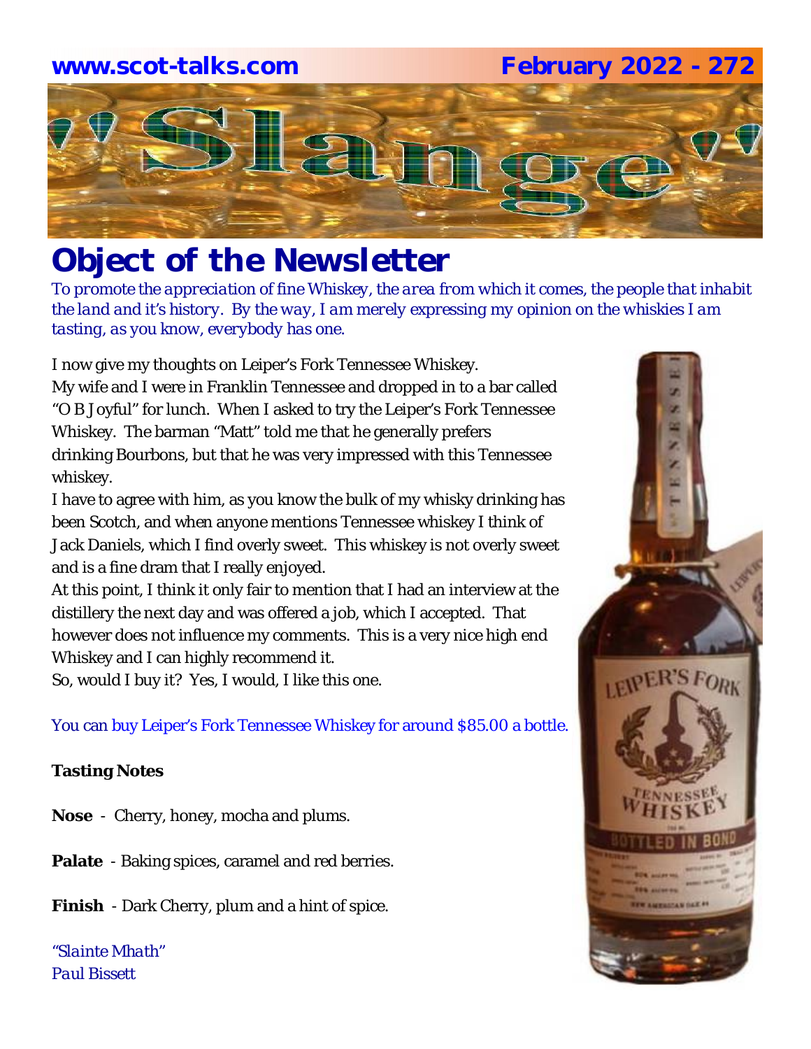www.scot-talks.com February 2022 - 272

# "Slange"

## Object of the Newsletter

*To promote the appreciation of fine Whiskey, the area from which it comes, the people that inhabit the land and it's history. By the way, I am merely expressing my opinion on the whiskies I am tasting, as you know, everybody has one.*

I now give my thoughts on Leiper's Fork Tennessee Whiskey.

My wife and I were in Franklin Tennessee and dropped in to a bar called "O B Joyful" for lunch. When I asked to try the Leiper's Fork Tennessee Whiskey. The barman "Matt" told me that he generally prefers drinking Bourbons, but that he was very impressed with this Tennessee whiskey.

I have to agree with him, as you know the bulk of my whisky drinking has been Scotch, and when anyone mentions Tennessee whiskey I think of Jack Daniels, which I find overly sweet. This whiskey is not overly sweet and is a fine dram that I really enjoyed.

At this point, I think it only fair to mention that I had an interview at the distillery the next day and was offered a job, which I accepted. That however does not influence my comments. This is a very nice high end Whiskey and I can highly recommend it.

So, would I buy it? Yes, I would, I like this one.

You can buy Leiper's Fork Tennessee Whiskey for around $85.00 a bottle.

**Tasting Notes**

**Nose** - Cherry, honey, mocha and plums.

**Palate** - Baking spices, caramel and red berries.

**Finish** - Dark Cherry, plum and a hint of spice.

*"Slainte Mhath"*
*Paul Bissett*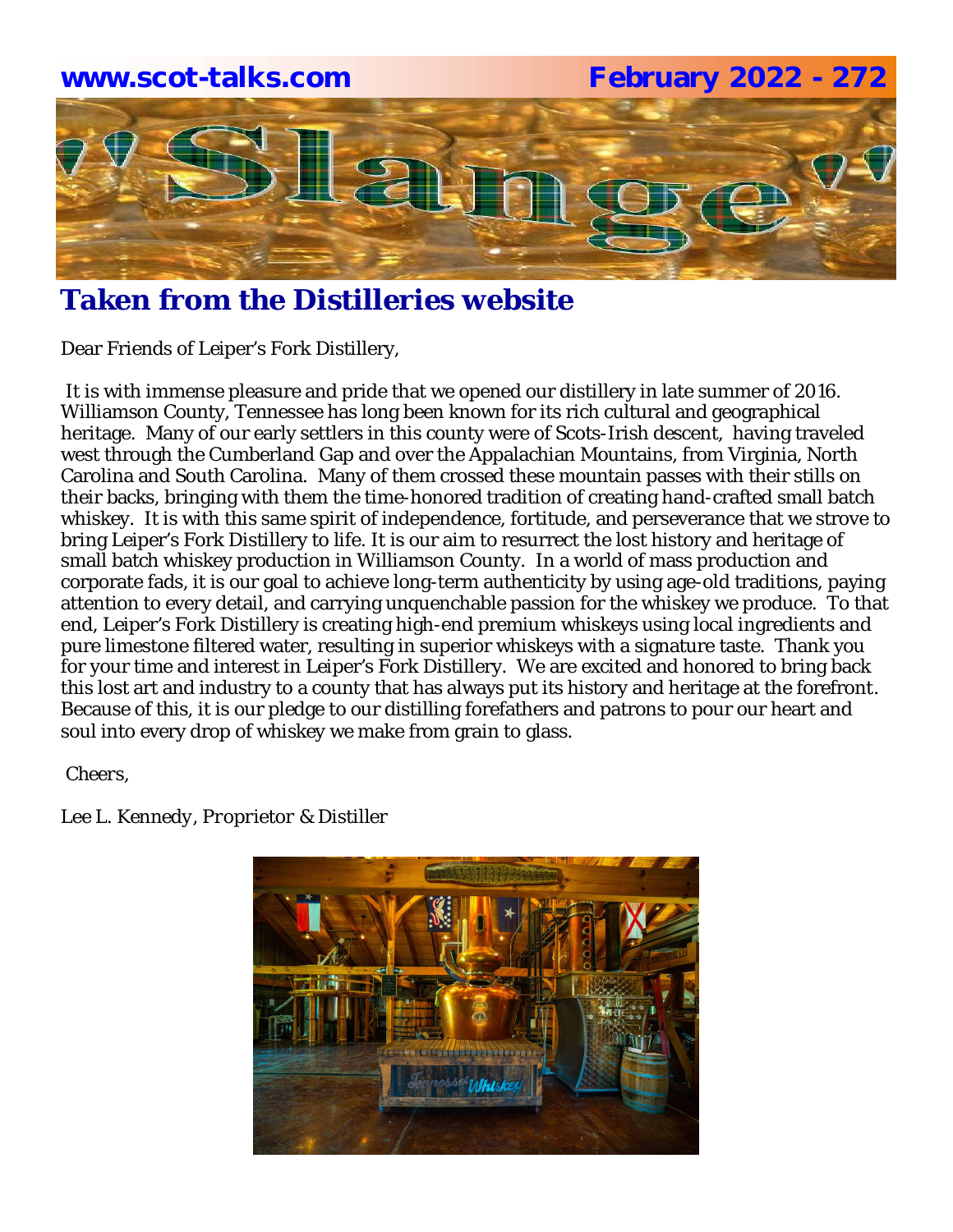## Taken from the Distilleries website

Dear Friends of Leiper's Fork Distillery,

It is with immense pleasure and pride that we opened our distillery in late summer of 2016. Williamson County, Tennessee has long been known for its rich cultural and geographical heritage. Many of our early settlers in this county were of Scots-Irish descent, having traveled west through the Cumberland Gap and over the Appalachian Mountains, from Virginia, North Carolina and South Carolina. Many of them crossed these mountain passes with their stills on their backs, bringing with them the time-honored tradition of creating hand-crafted small batch whiskey. It is with this same spirit of independence, fortitude, and perseverance that we strove to bring Leiper's Fork Distillery to life. It is our aim to resurrect the lost history and heritage of small batch whiskey production in Williamson County. In a world of mass production and corporate fads, it is our goal to achieve long-term authenticity by using age-old traditions, paying attention to every detail, and carrying unquenchable passion for the whiskey we produce. To that end, Leiper's Fork Distillery is creating high-end premium whiskeys using local ingredients and pure limestone filtered water, resulting in superior whiskeys with a signature taste. Thank you for your time and interest in Leiper's Fork Distillery. We are excited and honored to bring back this lost art and industry to a county that has always put its history and heritage at the forefront. Because of this, it is our pledge to our distilling forefathers and patrons to pour our heart and soul into every drop of whiskey we make from grain to glass.

Cheers,

Lee L. Kennedy, *Proprietor & Distiller*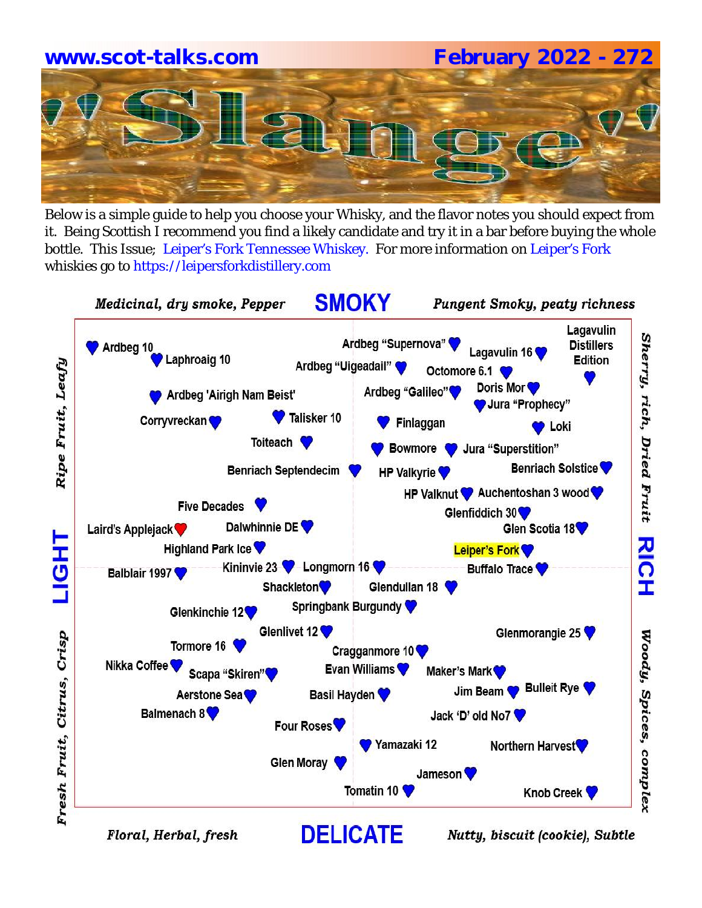www.scot-talks.com February 2022 - 272

# "Slange"

Below is a simple guide to help you choose your Whisky, and the flavor notes you should expect from it. Being Scottish I recommend you find a likely candidate and try it in a bar before buying the whole bottle. This Issue; Leiper's Fork Tennessee Whiskey. For more information on Leiper's Fork whiskies go to https://leipersforkdistillery.com

*Medicinal, dry smoke, Pepper* **SMOKY** *Pungent Smoky, peaty richness*

*Ripe Fruit, Leafy* — **LIGHT** — *Fresh Fruit, Citrus, Crisp*

*Sherry, rich, Dried Fruit* — **RICH** — *Woody, Spices, complex*

*Floral, Herbal, fresh* **DELICATE** *Nutty, biscuit (cookie), Subtle*

Ardbeg 10
Laphroaig 10
Ardbeg "Supernova"
Ardbeg "Uigeadail"
Lagavulin 16
Lagavulin Distillers Edition
Octomore 6.1
Ardbeg 'Airigh Nam Beist'
Ardbeg "Galileo"
Doris Mor
Jura "Prophecy"
Corryvreckan
Talisker 10
Finlaggan
Loki
Toiteach
Bowmore
Jura "Superstition"
Benriach Septendecim
HP Valkyrie
Benriach Solstice
HP Valknut
Auchentoshan 3 wood
Five Decades
Glenfiddich 30
Laird's Applejack
Dalwhinnie DE
Glen Scotia 18
Highland Park Ice
Leiper's Fork
Balblair 1997
Kininvie 23
Longmorn 16
Buffalo Trace
Shackleton
Glendullan 18
Springbank Burgundy
Glenkinchie 12
Glenlivet 12
Glenmorangie 25
Tormore 16
Cragganmore 10
Nikka Coffee
Scapa "Skiren"
Evan Williams
Maker's Mark
Aerstone Sea
Basil Hayden
Jim Beam
Bulleit Rye
Balmenach 8
Jack 'D' old No7
Four Roses
Yamazaki 12
Northern Harvest
Glen Moray
Jameson
Tomatin 10
Knob Creek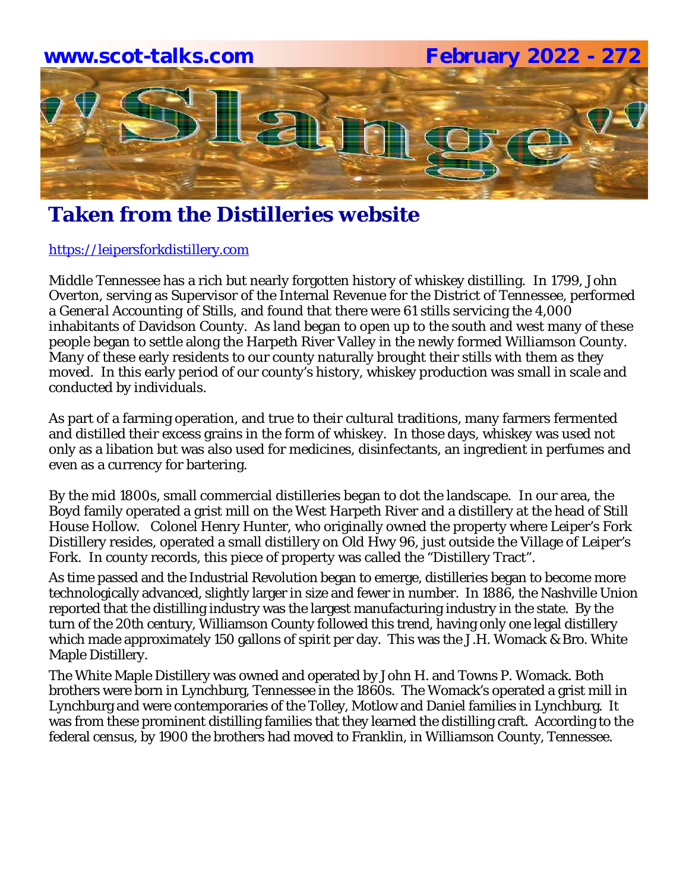## Taken from the Distilleries website

https://leipersforkdistillery.com

Middle Tennessee has a rich but nearly forgotten history of whiskey distilling. In 1799, John Overton, serving as Supervisor of the Internal Revenue for the District of Tennessee, performed a *General Accounting of Stills*, and found that there were 61 stills servicing the 4,000 inhabitants of Davidson County. As land began to open up to the south and west many of these people began to settle along the Harpeth River Valley in the newly formed Williamson County. Many of these early residents to our county naturally brought their stills with them as they moved. In this early period of our county's history, whiskey production was small in scale and conducted by individuals.

As part of a farming operation, and true to their cultural traditions, many farmers fermented and distilled their excess grains in the form of whiskey. In those days, whiskey was used not only as a libation but was also used for medicines, disinfectants, an ingredient in perfumes and even as a currency for bartering.

By the mid 1800s, small commercial distilleries began to dot the landscape. In our area, the Boyd family operated a grist mill on the West Harpeth River and a distillery at the head of Still House Hollow. Colonel Henry Hunter, who originally owned the property where Leiper's Fork Distillery resides, operated a small distillery on Old Hwy 96, just outside the Village of Leiper's Fork. In county records, this piece of property was called the "Distillery Tract".

As time passed and the Industrial Revolution began to emerge, distilleries began to become more technologically advanced, slightly larger in size and fewer in number. In 1886, the Nashville Union reported that the distilling industry was the largest manufacturing industry in the state. By the turn of the 20th century, Williamson County followed this trend, having only one legal distillery which made approximately 150 gallons of spirit per day. This was the J.H. Womack & Bro. White Maple Distillery.

The White Maple Distillery was owned and operated by John H. and Towns P. Womack. Both brothers were born in Lynchburg, Tennessee in the 1860s. The Womack's operated a grist mill in Lynchburg and were contemporaries of the Tolley, Motlow and Daniel families in Lynchburg. It was from these prominent distilling families that they learned the distilling craft. According to the federal census, by 1900 the brothers had moved to Franklin, in Williamson County, Tennessee.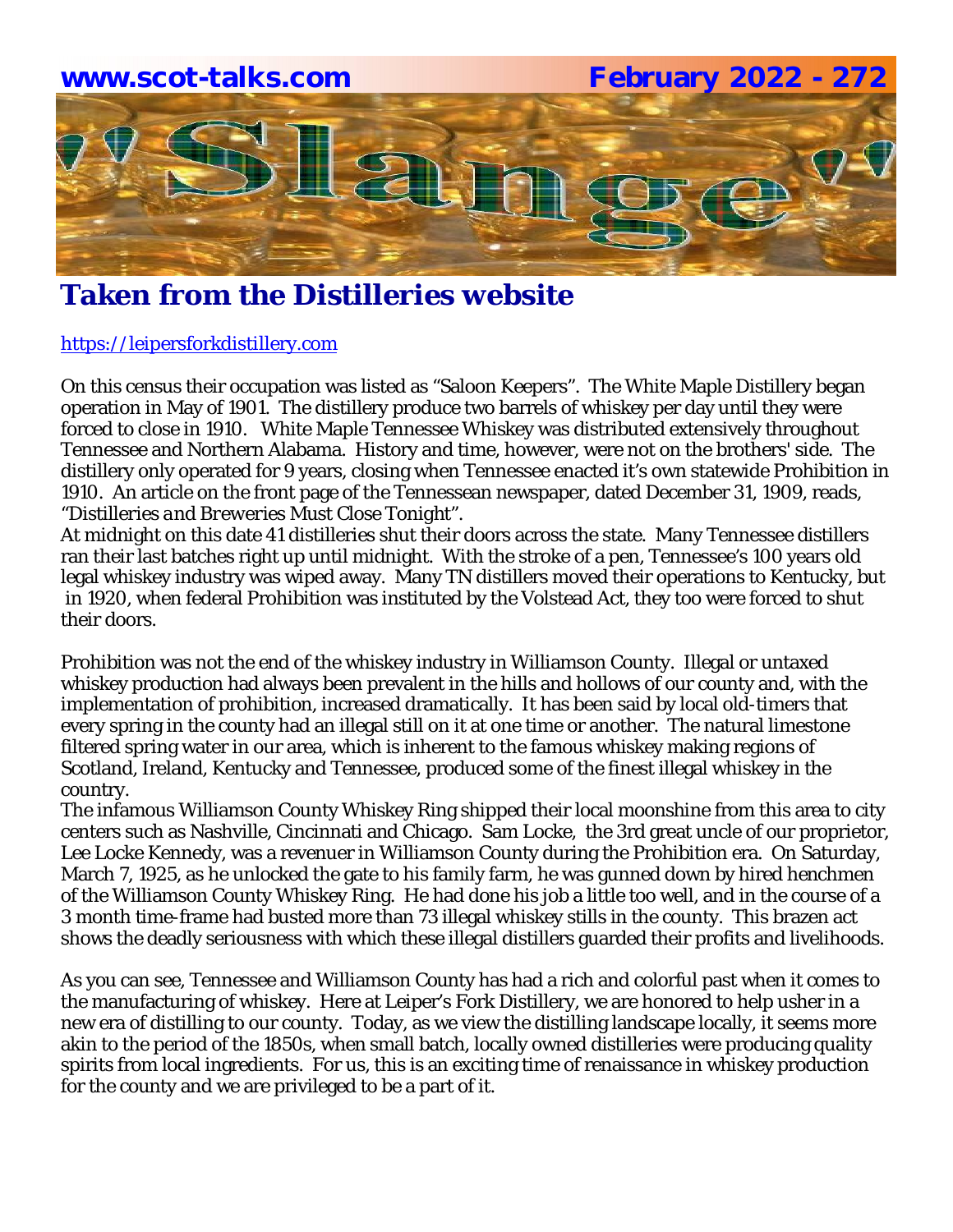## Taken from the Distilleries website

https://leipersforkdistillery.com

On this census their occupation was listed as "Saloon Keepers". The White Maple Distillery began operation in May of 1901. The distillery produce two barrels of whiskey per day until they were forced to close in 1910. White Maple Tennessee Whiskey was distributed extensively throughout Tennessee and Northern Alabama. History and time, however, were not on the brothers' side. The distillery only operated for 9 years, closing when Tennessee enacted it's own statewide Prohibition in 1910. An article on the front page of the Tennessean newspaper, dated December 31, 1909, reads, "Distilleries and Breweries Must Close Tonight".

At midnight on this date 41 distilleries shut their doors across the state. Many Tennessee distillers ran their last batches right up until midnight. With the stroke of a pen, Tennessee's 100 years old legal whiskey industry was wiped away. Many TN distillers moved their operations to Kentucky, but in 1920, when federal Prohibition was instituted by the Volstead Act, they too were forced to shut their doors.

Prohibition was not the end of the whiskey industry in Williamson County. Illegal or untaxed whiskey production had always been prevalent in the hills and hollows of our county and, with the implementation of prohibition, increased dramatically. It has been said by local old-timers that every spring in the county had an illegal still on it at one time or another. The natural limestone filtered spring water in our area, which is inherent to the famous whiskey making regions of Scotland, Ireland, Kentucky and Tennessee, produced some of the finest illegal whiskey in the country.

The infamous Williamson County Whiskey Ring shipped their local moonshine from this area to city centers such as Nashville, Cincinnati and Chicago. Sam Locke, the 3rd great uncle of our proprietor, Lee Locke Kennedy, was a revenuer in Williamson County during the Prohibition era. On Saturday, March 7, 1925, as he unlocked the gate to his family farm, he was gunned down by hired henchmen of the Williamson County Whiskey Ring. He had done his job a little too well, and in the course of a 3 month time-frame had busted more than 73 illegal whiskey stills in the county. This brazen act shows the deadly seriousness with which these illegal distillers guarded their profits and livelihoods.

As you can see, Tennessee and Williamson County has had a rich and colorful past when it comes to the manufacturing of whiskey. Here at Leiper's Fork Distillery, we are honored to help usher in a new era of distilling to our county. Today, as we view the distilling landscape locally, it seems more akin to the period of the 1850s, when small batch, locally owned distilleries were producing quality spirits from local ingredients. For us, this is an exciting time of renaissance in whiskey production for the county and we are privileged to be a part of it.